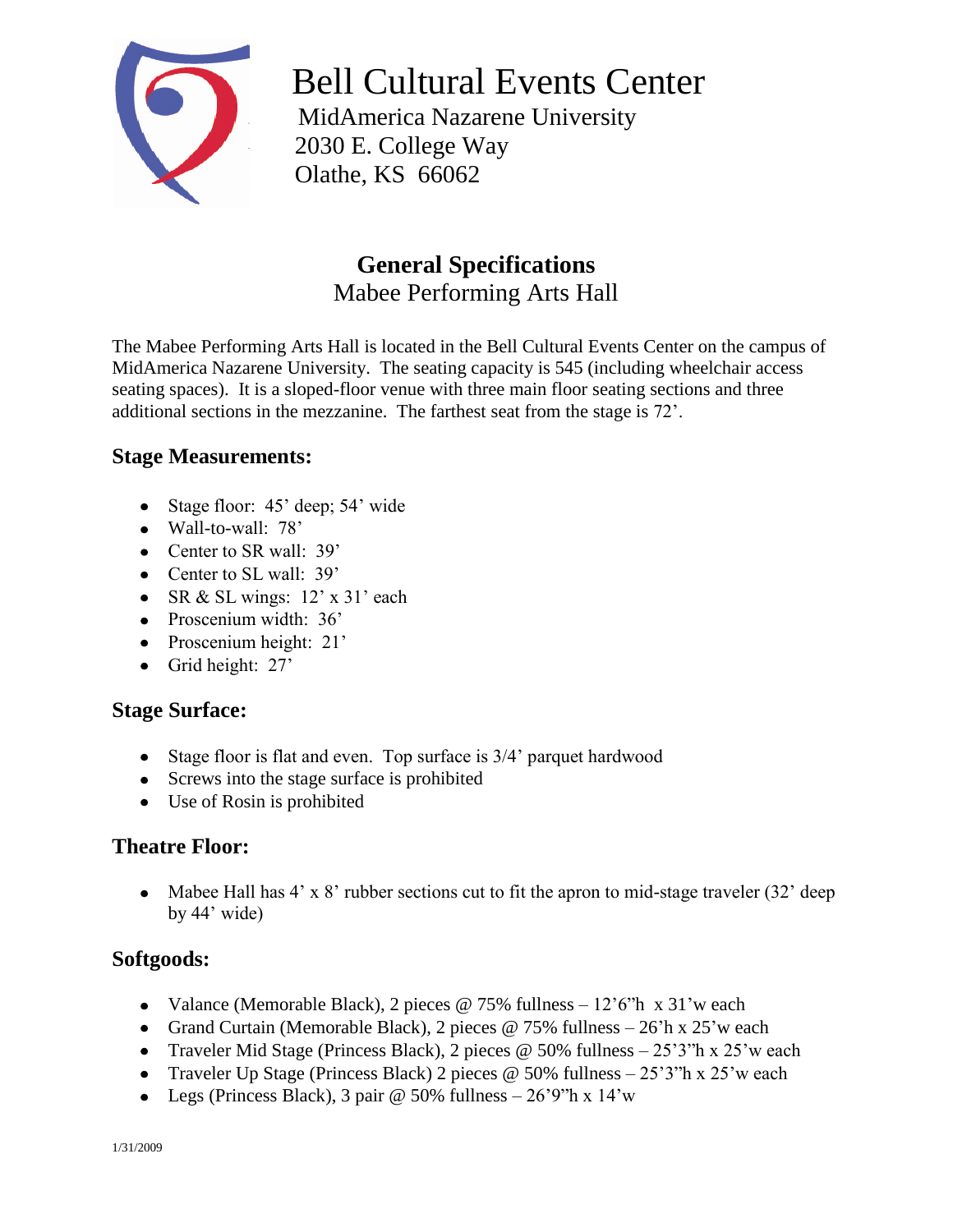# Bell Cultural Events Center

MidAmerica Nazarene University
2030 E. College Way
Olathe, KS 66062

## General Specifications

Mabee Performing Arts Hall

The Mabee Performing Arts Hall is located in the Bell Cultural Events Center on the campus of MidAmerica Nazarene University. The seating capacity is 545 (including wheelchair access seating spaces). It is a sloped-floor venue with three main floor seating sections and three additional sections in the mezzanine. The farthest seat from the stage is 72'.

### Stage Measurements:

- Stage floor: 45' deep; 54' wide
- Wall-to-wall: 78'
- Center to SR wall: 39'
- Center to SL wall: 39'
- SR & SL wings: 12' x 31' each
- Proscenium width: 36'
- Proscenium height: 21'
- Grid height: 27'

### Stage Surface:

- Stage floor is flat and even. Top surface is 3/4' parquet hardwood
- Screws into the stage surface is prohibited
- Use of Rosin is prohibited

### Theatre Floor:

- Mabee Hall has 4' x 8' rubber sections cut to fit the apron to mid-stage traveler (32' deep by 44' wide)

### Softgoods:

- Valance (Memorable Black), 2 pieces @ 75% fullness – 12'6"h x 31'w each
- Grand Curtain (Memorable Black), 2 pieces @ 75% fullness – 26'h x 25'w each
- Traveler Mid Stage (Princess Black), 2 pieces @ 50% fullness – 25'3"h x 25'w each
- Traveler Up Stage (Princess Black) 2 pieces @ 50% fullness – 25'3"h x 25'w each
- Legs (Princess Black), 3 pair @ 50% fullness – 26'9"h x 14'w

1/31/2009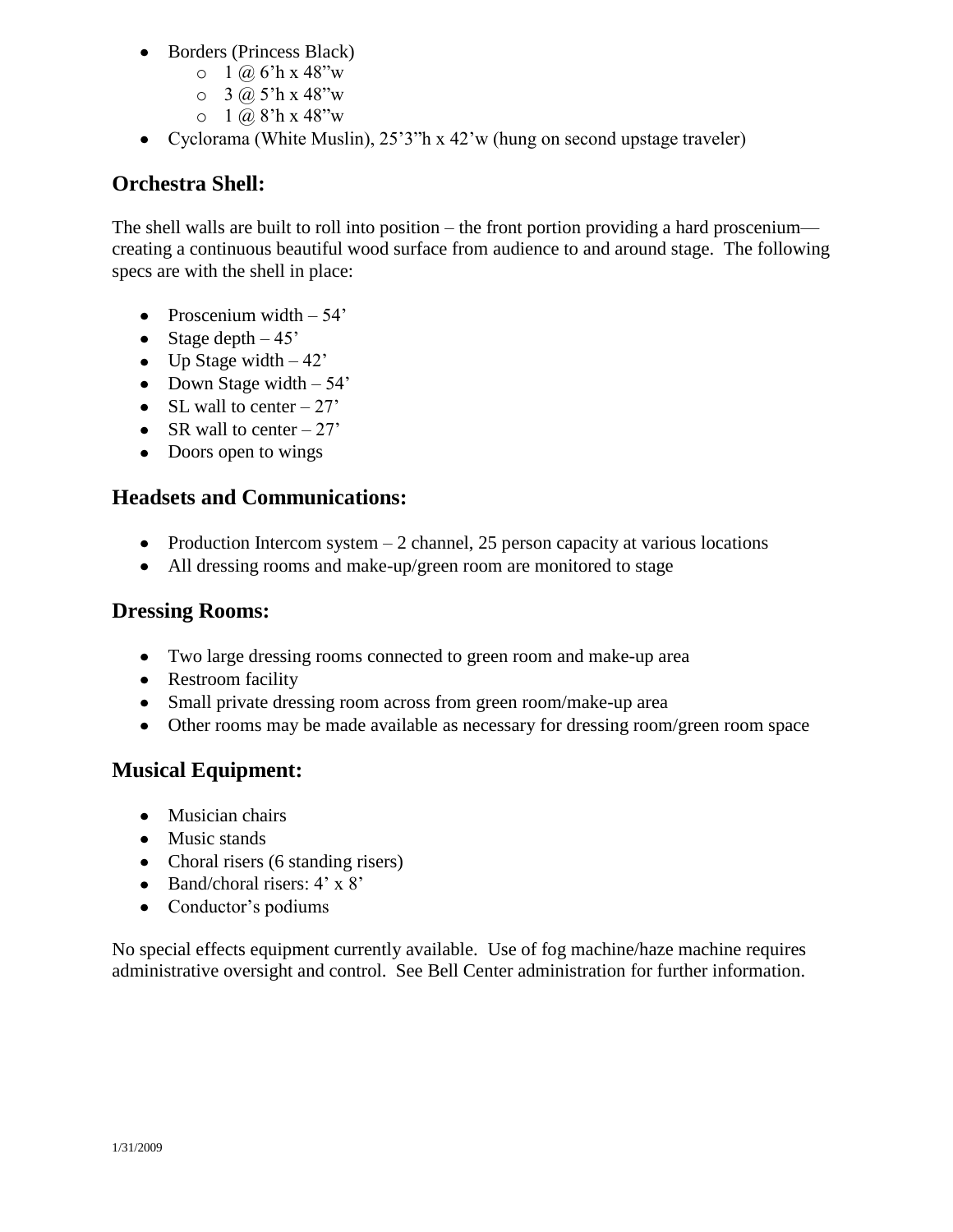- Borders (Princess Black)
  - 1 @ 6'h x 48"w
  - 3 @ 5'h x 48"w
  - 1 @ 8'h x 48"w
- Cyclorama (White Muslin), 25'3"h x 42'w (hung on second upstage traveler)

## Orchestra Shell:

The shell walls are built to roll into position – the front portion providing a hard proscenium—creating a continuous beautiful wood surface from audience to and around stage. The following specs are with the shell in place:

- Proscenium width – 54'
- Stage depth – 45'
- Up Stage width – 42'
- Down Stage width – 54'
- SL wall to center – 27'
- SR wall to center – 27'
- Doors open to wings

## Headsets and Communications:

- Production Intercom system – 2 channel, 25 person capacity at various locations
- All dressing rooms and make-up/green room are monitored to stage

## Dressing Rooms:

- Two large dressing rooms connected to green room and make-up area
- Restroom facility
- Small private dressing room across from green room/make-up area
- Other rooms may be made available as necessary for dressing room/green room space

## Musical Equipment:

- Musician chairs
- Music stands
- Choral risers (6 standing risers)
- Band/choral risers: 4' x 8'
- Conductor's podiums

No special effects equipment currently available. Use of fog machine/haze machine requires administrative oversight and control. See Bell Center administration for further information.

1/31/2009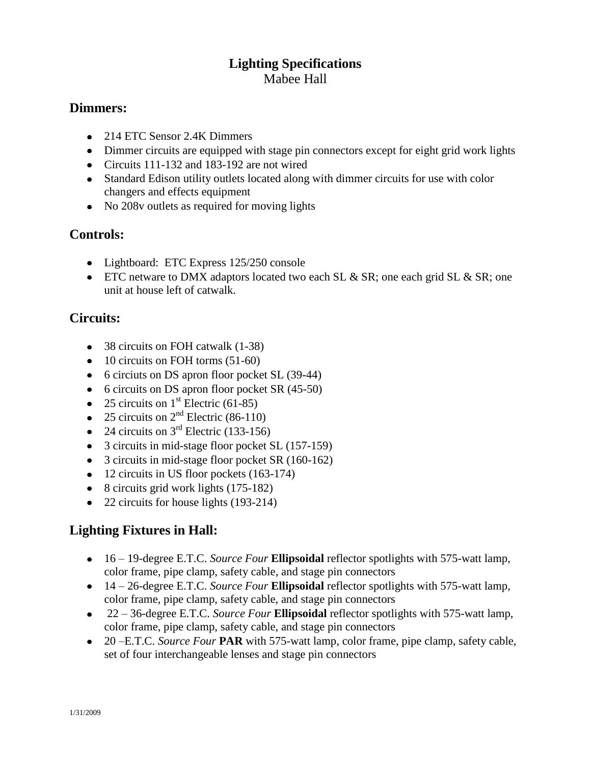# **Lighting Specifications**

Mabee Hall

## **Dimmers:**

- 214 ETC Sensor 2.4K Dimmers
- Dimmer circuits are equipped with stage pin connectors except for eight grid work lights
- Circuits 111-132 and 183-192 are not wired
- Standard Edison utility outlets located along with dimmer circuits for use with color changers and effects equipment
- No 208v outlets as required for moving lights

## **Controls:**

- Lightboard: ETC Express 125/250 console
- ETC netware to DMX adaptors located two each SL & SR; one each grid SL & SR; one unit at house left of catwalk.

## **Circuits:**

- 38 circuits on FOH catwalk (1-38)
- 10 circuits on FOH torms (51-60)
- 6 circiuts on DS apron floor pocket SL (39-44)
- 6 circuits on DS apron floor pocket SR (45-50)
- 25 circuits on 1st Electric (61-85)
- 25 circuits on 2nd Electric (86-110)
- 24 circuits on 3rd Electric (133-156)
- 3 circuits in mid-stage floor pocket SL (157-159)
- 3 circuits in mid-stage floor pocket SR (160-162)
- 12 circuits in US floor pockets (163-174)
- 8 circuits grid work lights (175-182)
- 22 circuits for house lights (193-214)

## **Lighting Fixtures in Hall:**

- 16 – 19-degree E.T.C. *Source Four* **Ellipsoidal** reflector spotlights with 575-watt lamp, color frame, pipe clamp, safety cable, and stage pin connectors
- 14 – 26-degree E.T.C. *Source Four* **Ellipsoidal** reflector spotlights with 575-watt lamp, color frame, pipe clamp, safety cable, and stage pin connectors
- 22 – 36-degree E.T.C. *Source Four* **Ellipsoidal** reflector spotlights with 575-watt lamp, color frame, pipe clamp, safety cable, and stage pin connectors
- 20 –E.T.C. *Source Four* **PAR** with 575-watt lamp, color frame, pipe clamp, safety cable, set of four interchangeable lenses and stage pin connectors

1/31/2009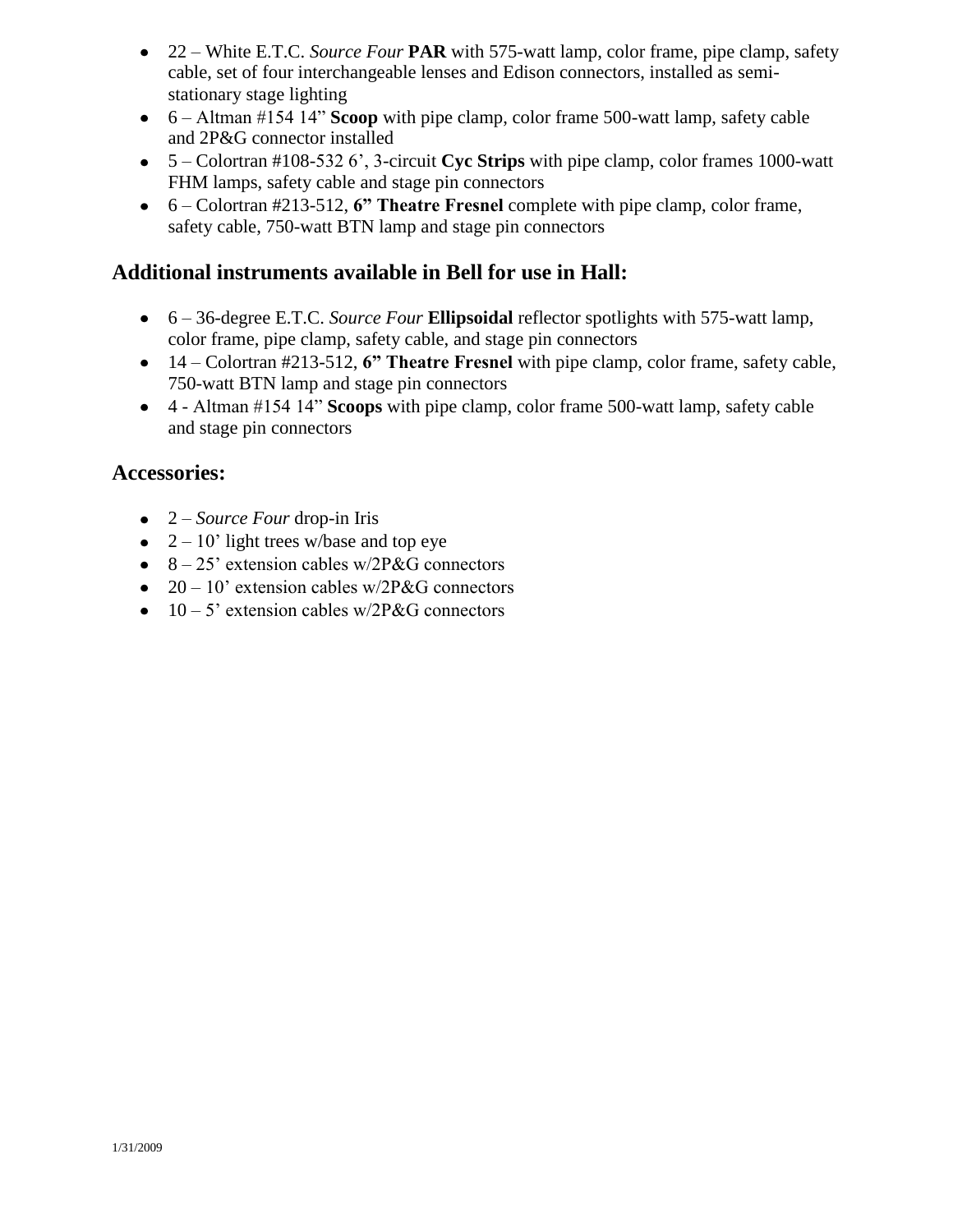- 22 – White E.T.C. *Source Four* **PAR** with 575-watt lamp, color frame, pipe clamp, safety cable, set of four interchangeable lenses and Edison connectors, installed as semi-stationary stage lighting
- 6 – Altman #154 14" **Scoop** with pipe clamp, color frame 500-watt lamp, safety cable and 2P&G connector installed
- 5 – Colortran #108-532 6', 3-circuit **Cyc Strips** with pipe clamp, color frames 1000-watt FHM lamps, safety cable and stage pin connectors
- 6 – Colortran #213-512, **6" Theatre Fresnel** complete with pipe clamp, color frame, safety cable, 750-watt BTN lamp and stage pin connectors

## Additional instruments available in Bell for use in Hall:

- 6 – 36-degree E.T.C. *Source Four* **Ellipsoidal** reflector spotlights with 575-watt lamp, color frame, pipe clamp, safety cable, and stage pin connectors
- 14 – Colortran #213-512, **6" Theatre Fresnel** with pipe clamp, color frame, safety cable, 750-watt BTN lamp and stage pin connectors
- 4 - Altman #154 14" **Scoops** with pipe clamp, color frame 500-watt lamp, safety cable and stage pin connectors

## Accessories:

- 2 – *Source Four* drop-in Iris
- 2 – 10' light trees w/base and top eye
- 8 – 25' extension cables w/2P&G connectors
- 20 – 10' extension cables w/2P&G connectors
- 10 – 5' extension cables w/2P&G connectors

1/31/2009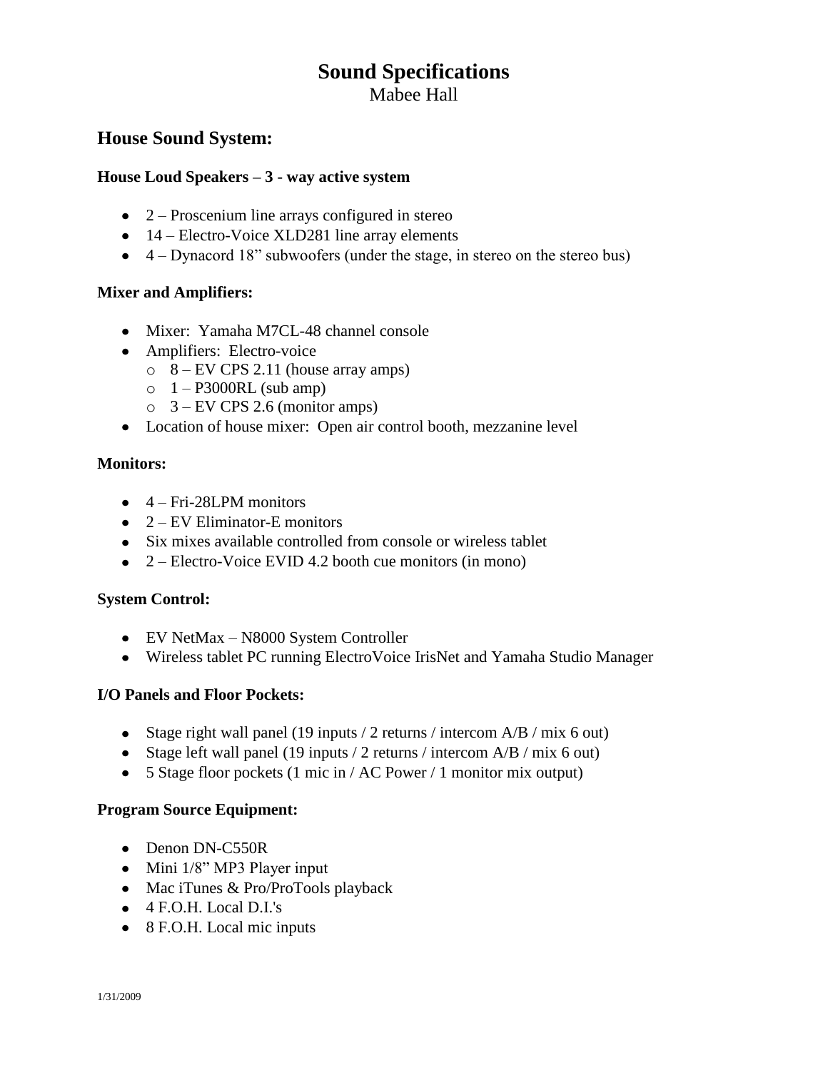# Sound Specifications

Mabee Hall

## House Sound System:

**House Loud Speakers – 3 - way active system**

- 2 – Proscenium line arrays configured in stereo
- 14 – Electro-Voice XLD281 line array elements
- 4 – Dynacord 18" subwoofers (under the stage, in stereo on the stereo bus)

**Mixer and Amplifiers:**

- Mixer: Yamaha M7CL-48 channel console
- Amplifiers: Electro-voice
  - 8 – EV CPS 2.11 (house array amps)
  - 1 – P3000RL (sub amp)
  - 3 – EV CPS 2.6 (monitor amps)
- Location of house mixer: Open air control booth, mezzanine level

**Monitors:**

- 4 – Fri-28LPM monitors
- 2 – EV Eliminator-E monitors
- Six mixes available controlled from console or wireless tablet
- 2 – Electro-Voice EVID 4.2 booth cue monitors (in mono)

**System Control:**

- EV NetMax – N8000 System Controller
- Wireless tablet PC running ElectroVoice IrisNet and Yamaha Studio Manager

**I/O Panels and Floor Pockets:**

- Stage right wall panel (19 inputs / 2 returns / intercom A/B / mix 6 out)
- Stage left wall panel (19 inputs / 2 returns / intercom A/B / mix 6 out)
- 5 Stage floor pockets (1 mic in / AC Power / 1 monitor mix output)

**Program Source Equipment:**

- Denon DN-C550R
- Mini 1/8" MP3 Player input
- Mac iTunes & Pro/ProTools playback
- 4 F.O.H. Local D.I.'s
- 8 F.O.H. Local mic inputs

1/31/2009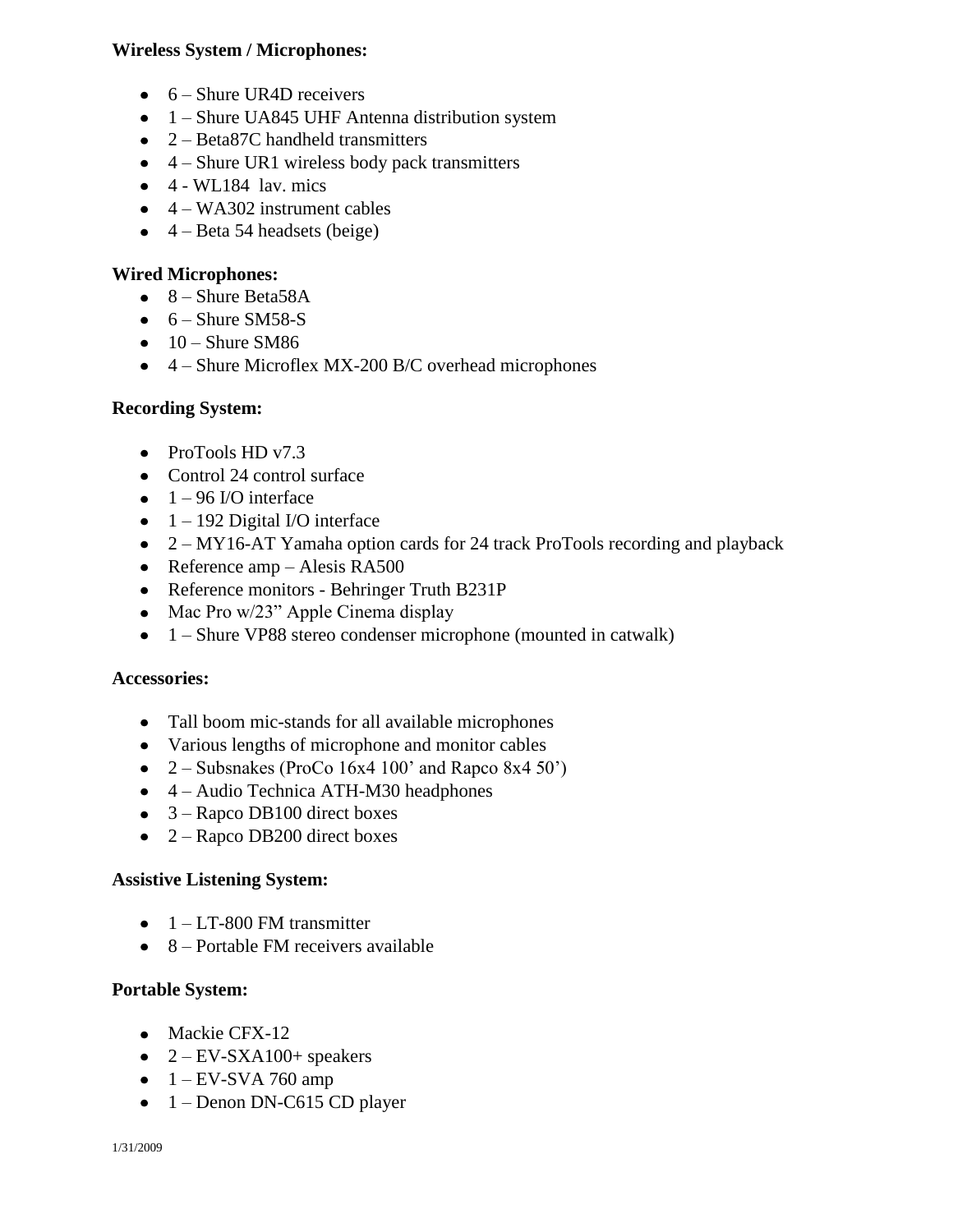**Wireless System / Microphones:**

- 6 – Shure UR4D receivers
- 1 – Shure UA845 UHF Antenna distribution system
- 2 – Beta87C handheld transmitters
- 4 – Shure UR1 wireless body pack transmitters
- 4 - WL184 lav. mics
- 4 – WA302 instrument cables
- 4 – Beta 54 headsets (beige)

**Wired Microphones:**

- 8 – Shure Beta58A
- 6 – Shure SM58-S
- 10 – Shure SM86
- 4 – Shure Microflex MX-200 B/C overhead microphones

**Recording System:**

- ProTools HD v7.3
- Control 24 control surface
- 1 – 96 I/O interface
- 1 – 192 Digital I/O interface
- 2 – MY16-AT Yamaha option cards for 24 track ProTools recording and playback
- Reference amp – Alesis RA500
- Reference monitors - Behringer Truth B231P
- Mac Pro w/23" Apple Cinema display
- 1 – Shure VP88 stereo condenser microphone (mounted in catwalk)

**Accessories:**

- Tall boom mic-stands for all available microphones
- Various lengths of microphone and monitor cables
- 2 – Subsnakes (ProCo 16x4 100' and Rapco 8x4 50')
- 4 – Audio Technica ATH-M30 headphones
- 3 – Rapco DB100 direct boxes
- 2 – Rapco DB200 direct boxes

**Assistive Listening System:**

- 1 – LT-800 FM transmitter
- 8 – Portable FM receivers available

**Portable System:**

- Mackie CFX-12
- 2 – EV-SXA100+ speakers
- 1 – EV-SVA 760 amp
- 1 – Denon DN-C615 CD player

1/31/2009